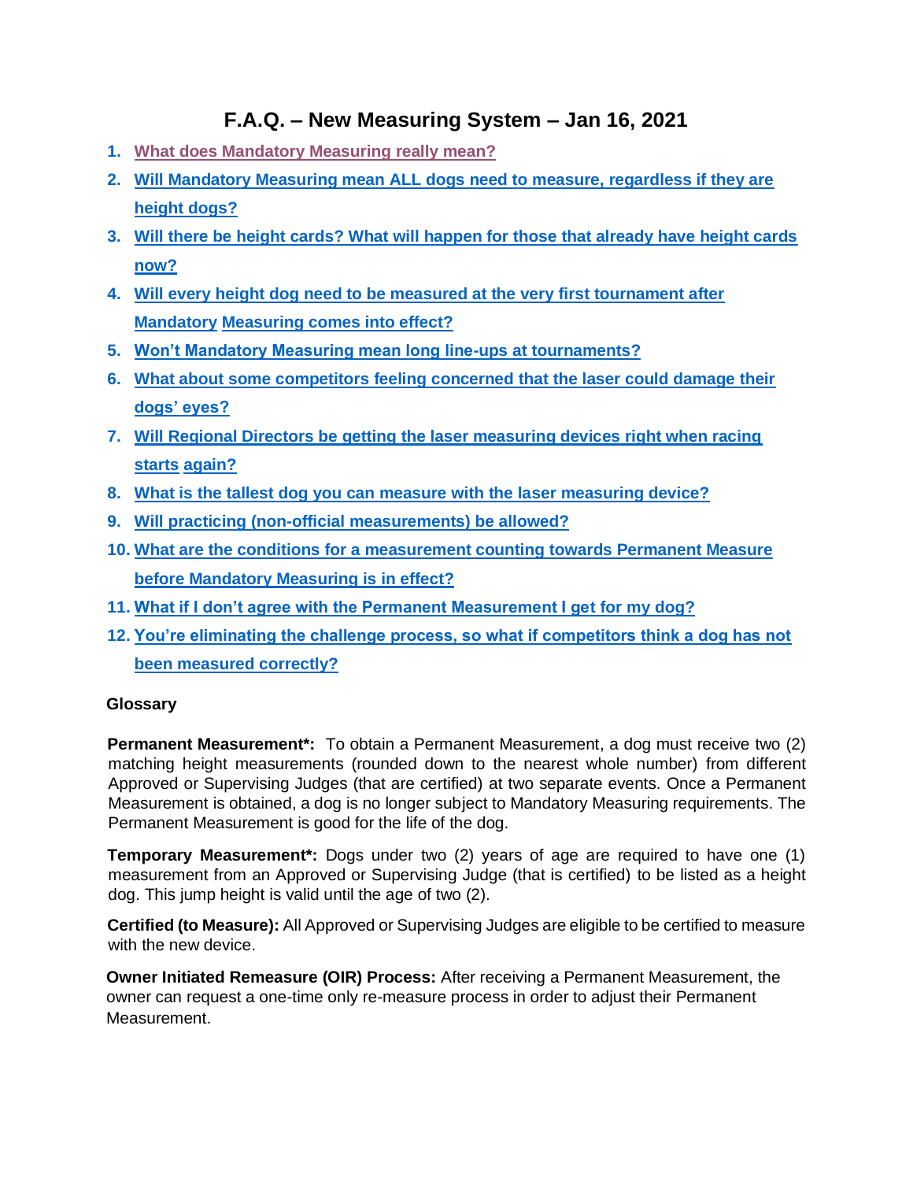# F.A.Q. – New Measuring System – Jan 16, 2021

1. What does Mandatory Measuring really mean?
2. Will Mandatory Measuring mean ALL dogs need to measure, regardless if they are height dogs?
3. Will there be height cards? What will happen for those that already have height cards now?
4. Will every height dog need to be measured at the very first tournament after Mandatory Measuring comes into effect?
5. Won't Mandatory Measuring mean long line-ups at tournaments?
6. What about some competitors feeling concerned that the laser could damage their dogs' eyes?
7. Will Regional Directors be getting the laser measuring devices right when racing starts again?
8. What is the tallest dog you can measure with the laser measuring device?
9. Will practicing (non-official measurements) be allowed?
10. What are the conditions for a measurement counting towards Permanent Measure before Mandatory Measuring is in effect?
11. What if I don't agree with the Permanent Measurement I get for my dog?
12. You're eliminating the challenge process, so what if competitors think a dog has not been measured correctly?

## Glossary

**Permanent Measurement*:** To obtain a Permanent Measurement, a dog must receive two (2) matching height measurements (rounded down to the nearest whole number) from different Approved or Supervising Judges (that are certified) at two separate events. Once a Permanent Measurement is obtained, a dog is no longer subject to Mandatory Measuring requirements. The Permanent Measurement is good for the life of the dog.

**Temporary Measurement*:** Dogs under two (2) years of age are required to have one (1) measurement from an Approved or Supervising Judge (that is certified) to be listed as a height dog. This jump height is valid until the age of two (2).

**Certified (to Measure):** All Approved or Supervising Judges are eligible to be certified to measure with the new device.

**Owner Initiated Remeasure (OIR) Process:** After receiving a Permanent Measurement, the owner can request a one-time only re-measure process in order to adjust their Permanent Measurement.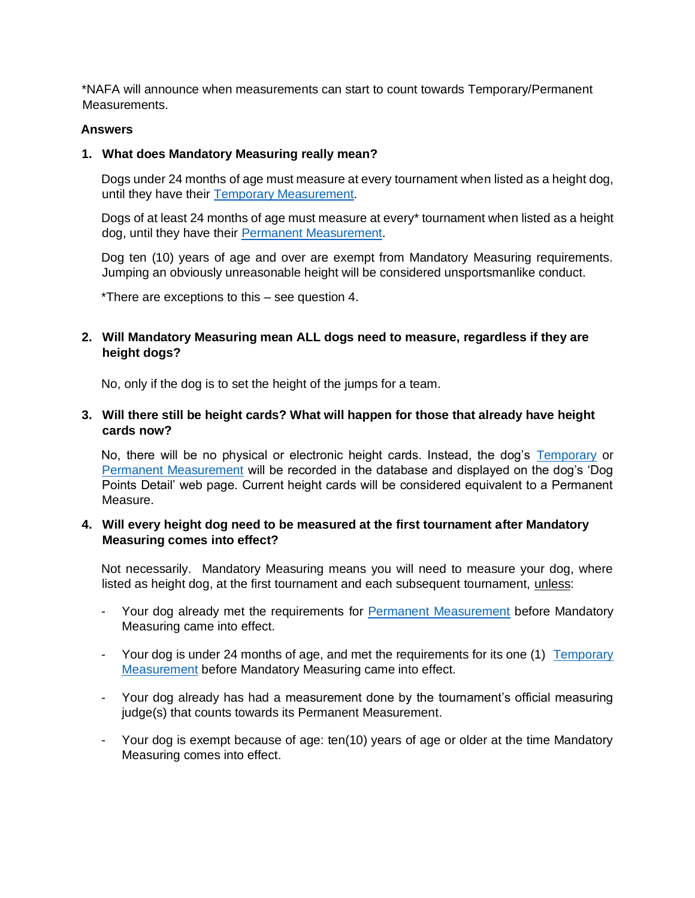*NAFA will announce when measurements can start to count towards Temporary/Permanent Measurements.

**Answers**

1. **What does Mandatory Measuring really mean?**

   Dogs under 24 months of age must measure at every tournament when listed as a height dog, until they have their Temporary Measurement.

   Dogs of at least 24 months of age must measure at every* tournament when listed as a height dog, until they have their Permanent Measurement.

   Dog ten (10) years of age and over are exempt from Mandatory Measuring requirements. Jumping an obviously unreasonable height will be considered unsportsmanlike conduct.

   *There are exceptions to this – see question 4.

2. **Will Mandatory Measuring mean ALL dogs need to measure, regardless if they are height dogs?**

   No, only if the dog is to set the height of the jumps for a team.

3. **Will there still be height cards? What will happen for those that already have height cards now?**

   No, there will be no physical or electronic height cards. Instead, the dog's Temporary or Permanent Measurement will be recorded in the database and displayed on the dog's 'Dog Points Detail' web page. Current height cards will be considered equivalent to a Permanent Measure.

4. **Will every height dog need to be measured at the first tournament after Mandatory Measuring comes into effect?**

   Not necessarily. Mandatory Measuring means you will need to measure your dog, where listed as height dog, at the first tournament and each subsequent tournament, unless:

   - Your dog already met the requirements for Permanent Measurement before Mandatory Measuring came into effect.

   - Your dog is under 24 months of age, and met the requirements for its one (1) Temporary Measurement before Mandatory Measuring came into effect.

   - Your dog already has had a measurement done by the tournament's official measuring judge(s) that counts towards its Permanent Measurement.

   - Your dog is exempt because of age: ten(10) years of age or older at the time Mandatory Measuring comes into effect.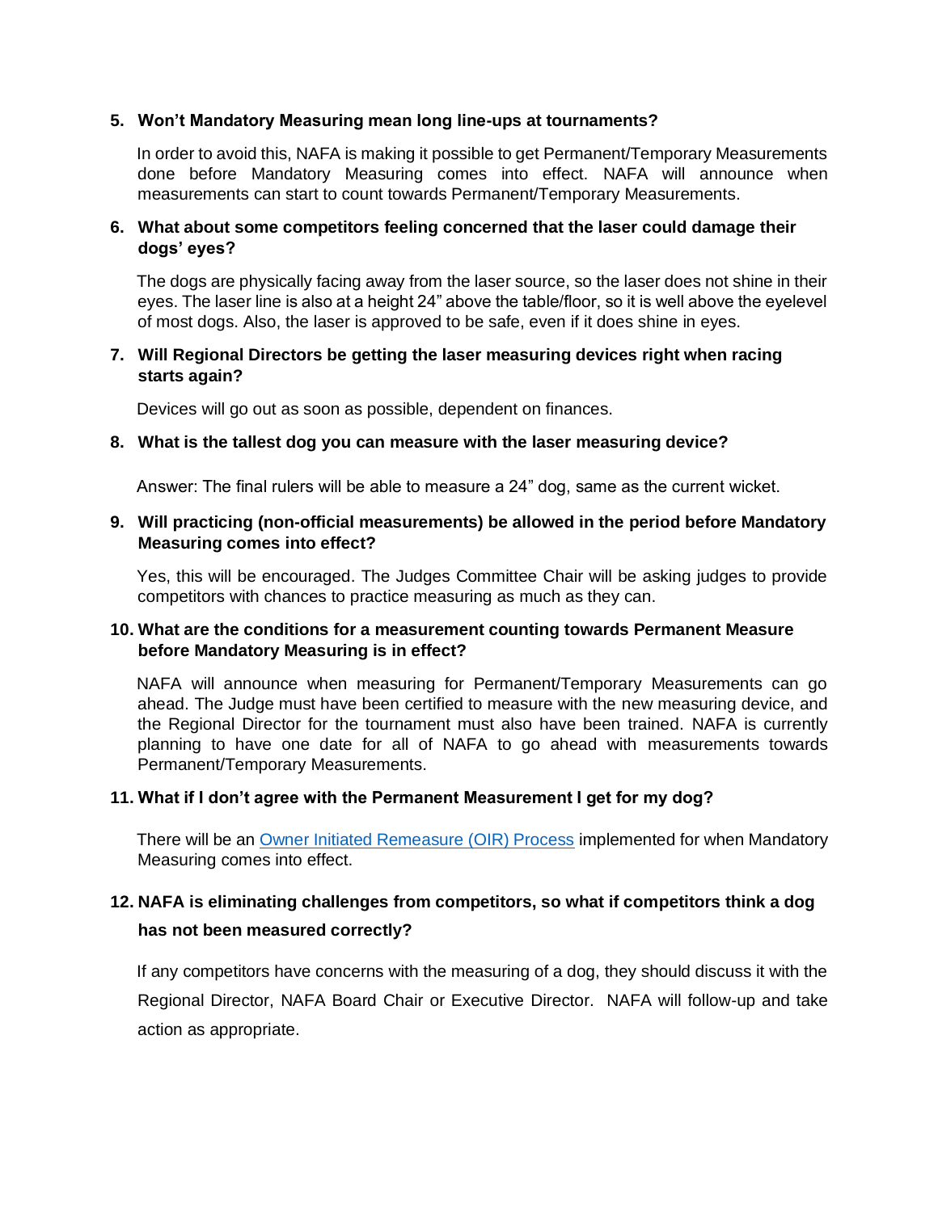5. **Won't Mandatory Measuring mean long line-ups at tournaments?**

   In order to avoid this, NAFA is making it possible to get Permanent/Temporary Measurements done before Mandatory Measuring comes into effect. NAFA will announce when measurements can start to count towards Permanent/Temporary Measurements.

6. **What about some competitors feeling concerned that the laser could damage their dogs' eyes?**

   The dogs are physically facing away from the laser source, so the laser does not shine in their eyes. The laser line is also at a height 24" above the table/floor, so it is well above the eyelevel of most dogs. Also, the laser is approved to be safe, even if it does shine in eyes.

7. **Will Regional Directors be getting the laser measuring devices right when racing starts again?**

   Devices will go out as soon as possible, dependent on finances.

8. **What is the tallest dog you can measure with the laser measuring device?**

   Answer: The final rulers will be able to measure a 24" dog, same as the current wicket.

9. **Will practicing (non-official measurements) be allowed in the period before Mandatory Measuring comes into effect?**

   Yes, this will be encouraged. The Judges Committee Chair will be asking judges to provide competitors with chances to practice measuring as much as they can.

10. **What are the conditions for a measurement counting towards Permanent Measure before Mandatory Measuring is in effect?**

    NAFA will announce when measuring for Permanent/Temporary Measurements can go ahead. The Judge must have been certified to measure with the new measuring device, and the Regional Director for the tournament must also have been trained. NAFA is currently planning to have one date for all of NAFA to go ahead with measurements towards Permanent/Temporary Measurements.

11. **What if I don't agree with the Permanent Measurement I get for my dog?**

    There will be an Owner Initiated Remeasure (OIR) Process implemented for when Mandatory Measuring comes into effect.

12. **NAFA is eliminating challenges from competitors, so what if competitors think a dog has not been measured correctly?**

    If any competitors have concerns with the measuring of a dog, they should discuss it with the Regional Director, NAFA Board Chair or Executive Director. NAFA will follow-up and take action as appropriate.